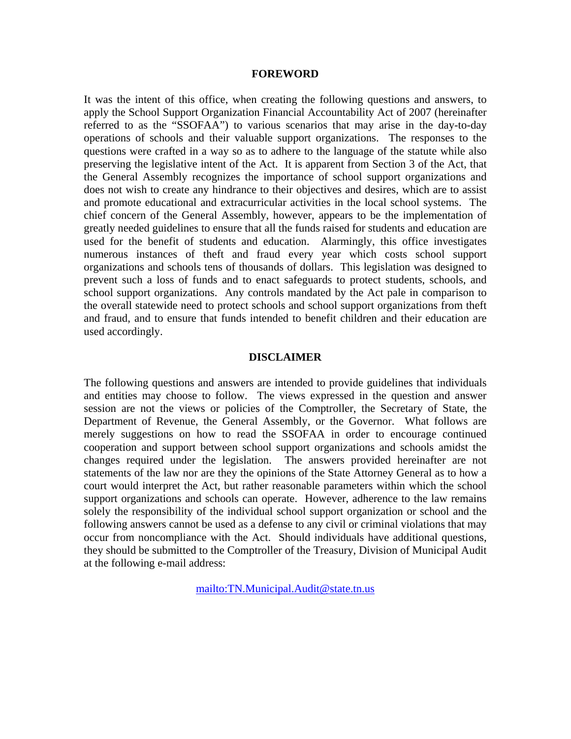## FOREWORD

It was the intent of this office, when creating the following questions and answers, to apply the School Support Organization Financial Accountability Act of 2007 (hereinafter referred to as the "SSOFAA") to various scenarios that may arise in the day-to-day operations of schools and their valuable support organizations. The responses to the questions were crafted in a way so as to adhere to the language of the statute while also preserving the legislative intent of the Act. It is apparent from Section 3 of the Act, that the General Assembly recognizes the importance of school support organizations and does not wish to create any hindrance to their objectives and desires, which are to assist and promote educational and extracurricular activities in the local school systems. The chief concern of the General Assembly, however, appears to be the implementation of greatly needed guidelines to ensure that all the funds raised for students and education are used for the benefit of students and education. Alarmingly, this office investigates numerous instances of theft and fraud every year which costs school support organizations and schools tens of thousands of dollars. This legislation was designed to prevent such a loss of funds and to enact safeguards to protect students, schools, and school support organizations. Any controls mandated by the Act pale in comparison to the overall statewide need to protect schools and school support organizations from theft and fraud, and to ensure that funds intended to benefit children and their education are used accordingly.

## DISCLAIMER

The following questions and answers are intended to provide guidelines that individuals and entities may choose to follow. The views expressed in the question and answer session are not the views or policies of the Comptroller, the Secretary of State, the Department of Revenue, the General Assembly, or the Governor. What follows are merely suggestions on how to read the SSOFAA in order to encourage continued cooperation and support between school support organizations and schools amidst the changes required under the legislation. The answers provided hereinafter are not statements of the law nor are they the opinions of the State Attorney General as to how a court would interpret the Act, but rather reasonable parameters within which the school support organizations and schools can operate. However, adherence to the law remains solely the responsibility of the individual school support organization or school and the following answers cannot be used as a defense to any civil or criminal violations that may occur from noncompliance with the Act. Should individuals have additional questions, they should be submitted to the Comptroller of the Treasury, Division of Municipal Audit at the following e-mail address:

mailto:TN.Municipal.Audit@state.tn.us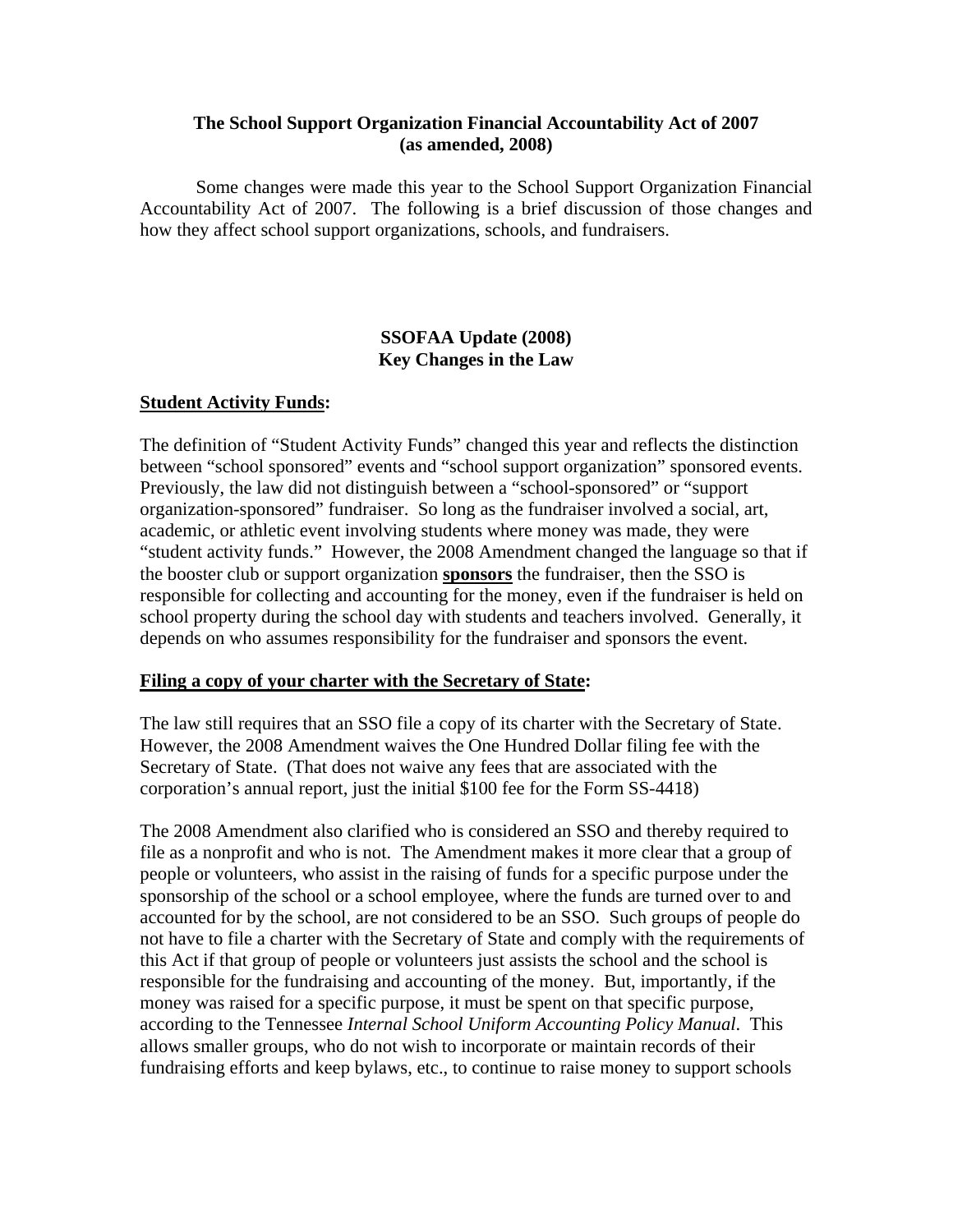**The School Support Organization Financial Accountability Act of 2007 (as amended, 2008)**

Some changes were made this year to the School Support Organization Financial Accountability Act of 2007. The following is a brief discussion of those changes and how they affect school support organizations, schools, and fundraisers.

## SSOFAA Update (2008)
## Key Changes in the Law

**Student Activity Funds:**

The definition of "Student Activity Funds" changed this year and reflects the distinction between "school sponsored" events and "school support organization" sponsored events. Previously, the law did not distinguish between a "school-sponsored" or "support organization-sponsored" fundraiser. So long as the fundraiser involved a social, art, academic, or athletic event involving students where money was made, they were "student activity funds." However, the 2008 Amendment changed the language so that if the booster club or support organization **sponsors** the fundraiser, then the SSO is responsible for collecting and accounting for the money, even if the fundraiser is held on school property during the school day with students and teachers involved. Generally, it depends on who assumes responsibility for the fundraiser and sponsors the event.

**Filing a copy of your charter with the Secretary of State:**

The law still requires that an SSO file a copy of its charter with the Secretary of State. However, the 2008 Amendment waives the One Hundred Dollar filing fee with the Secretary of State. (That does not waive any fees that are associated with the corporation's annual report, just the initial $100 fee for the Form SS-4418)

The 2008 Amendment also clarified who is considered an SSO and thereby required to file as a nonprofit and who is not. The Amendment makes it more clear that a group of people or volunteers, who assist in the raising of funds for a specific purpose under the sponsorship of the school or a school employee, where the funds are turned over to and accounted for by the school, are not considered to be an SSO. Such groups of people do not have to file a charter with the Secretary of State and comply with the requirements of this Act if that group of people or volunteers just assists the school and the school is responsible for the fundraising and accounting of the money. But, importantly, if the money was raised for a specific purpose, it must be spent on that specific purpose, according to the Tennessee *Internal School Uniform Accounting Policy Manual*. This allows smaller groups, who do not wish to incorporate or maintain records of their fundraising efforts and keep bylaws, etc., to continue to raise money to support schools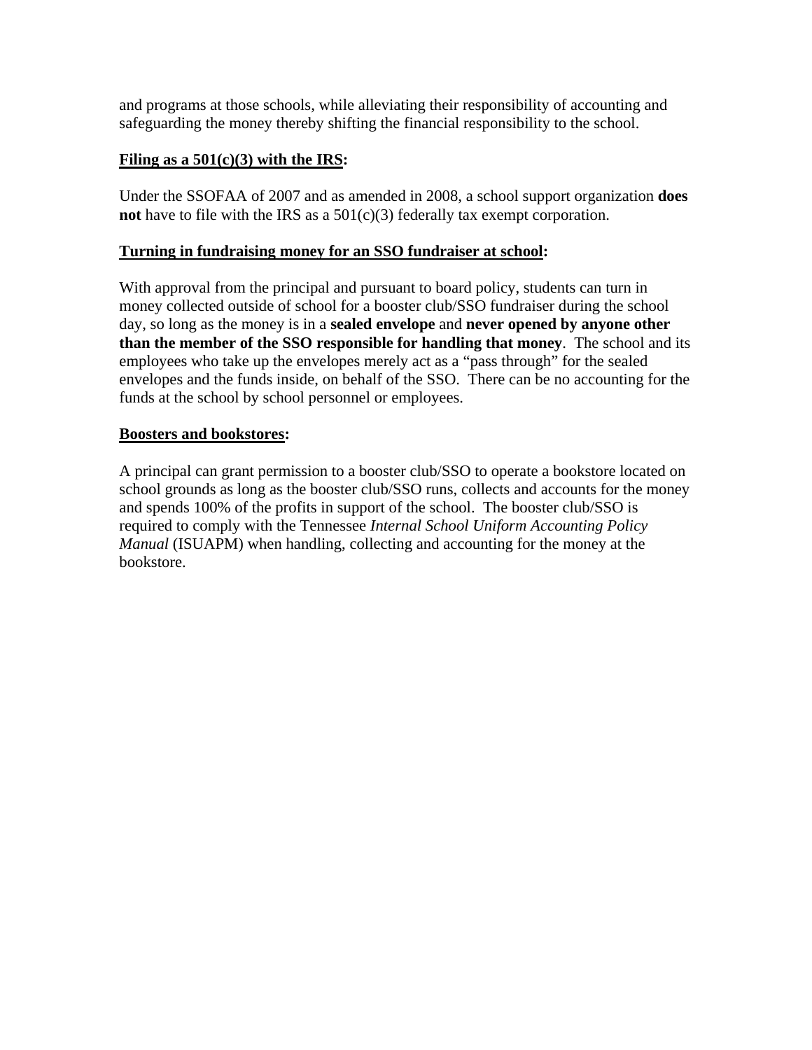and programs at those schools, while alleviating their responsibility of accounting and safeguarding the money thereby shifting the financial responsibility to the school.

**<u>Filing as a 501(c)(3) with the IRS</u>:**

Under the SSOFAA of 2007 and as amended in 2008, a school support organization **does not** have to file with the IRS as a 501(c)(3) federally tax exempt corporation.

**<u>Turning in fundraising money for an SSO fundraiser at school</u>:**

With approval from the principal and pursuant to board policy, students can turn in money collected outside of school for a booster club/SSO fundraiser during the school day, so long as the money is in a **sealed envelope** and **never opened by anyone other than the member of the SSO responsible for handling that money**. The school and its employees who take up the envelopes merely act as a "pass through" for the sealed envelopes and the funds inside, on behalf of the SSO. There can be no accounting for the funds at the school by school personnel or employees.

**<u>Boosters and bookstores</u>:**

A principal can grant permission to a booster club/SSO to operate a bookstore located on school grounds as long as the booster club/SSO runs, collects and accounts for the money and spends 100% of the profits in support of the school. The booster club/SSO is required to comply with the Tennessee *Internal School Uniform Accounting Policy Manual* (ISUAPM) when handling, collecting and accounting for the money at the bookstore.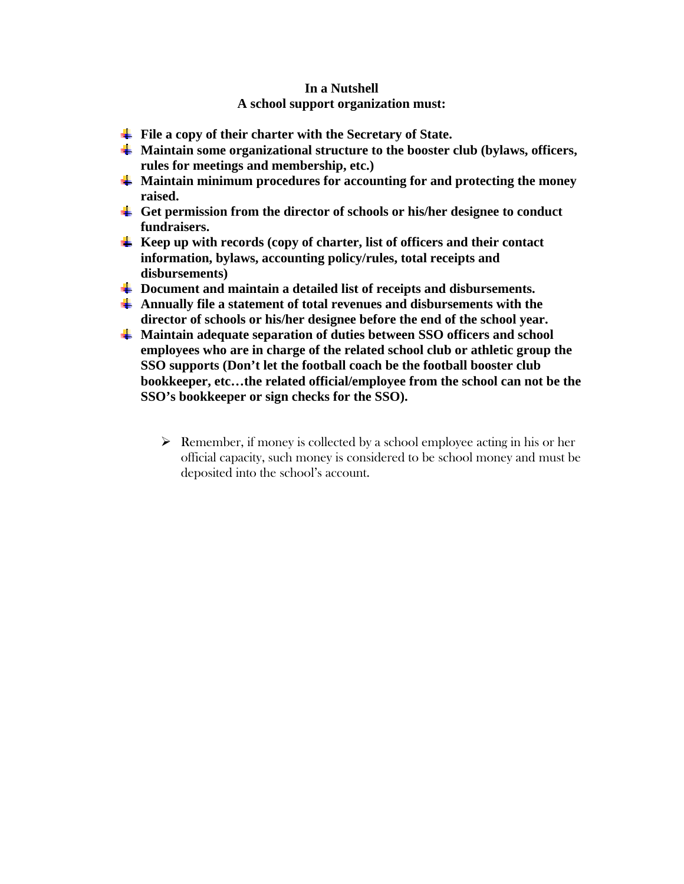**In a Nutshell**
**A school support organization must:**

- **File a copy of their charter with the Secretary of State.**
- **Maintain some organizational structure to the booster club (bylaws, officers, rules for meetings and membership, etc.)**
- **Maintain minimum procedures for accounting for and protecting the money raised.**
- **Get permission from the director of schools or his/her designee to conduct fundraisers.**
- **Keep up with records (copy of charter, list of officers and their contact information, bylaws, accounting policy/rules, total receipts and disbursements)**
- **Document and maintain a detailed list of receipts and disbursements.**
- **Annually file a statement of total revenues and disbursements with the director of schools or his/her designee before the end of the school year.**
- **Maintain adequate separation of duties between SSO officers and school employees who are in charge of the related school club or athletic group the SSO supports (Don't let the football coach be the football booster club bookkeeper, etc…the related official/employee from the school can not be the SSO's bookkeeper or sign checks for the SSO).**

  - Remember, if money is collected by a school employee acting in his or her official capacity, such money is considered to be school money and must be deposited into the school's account.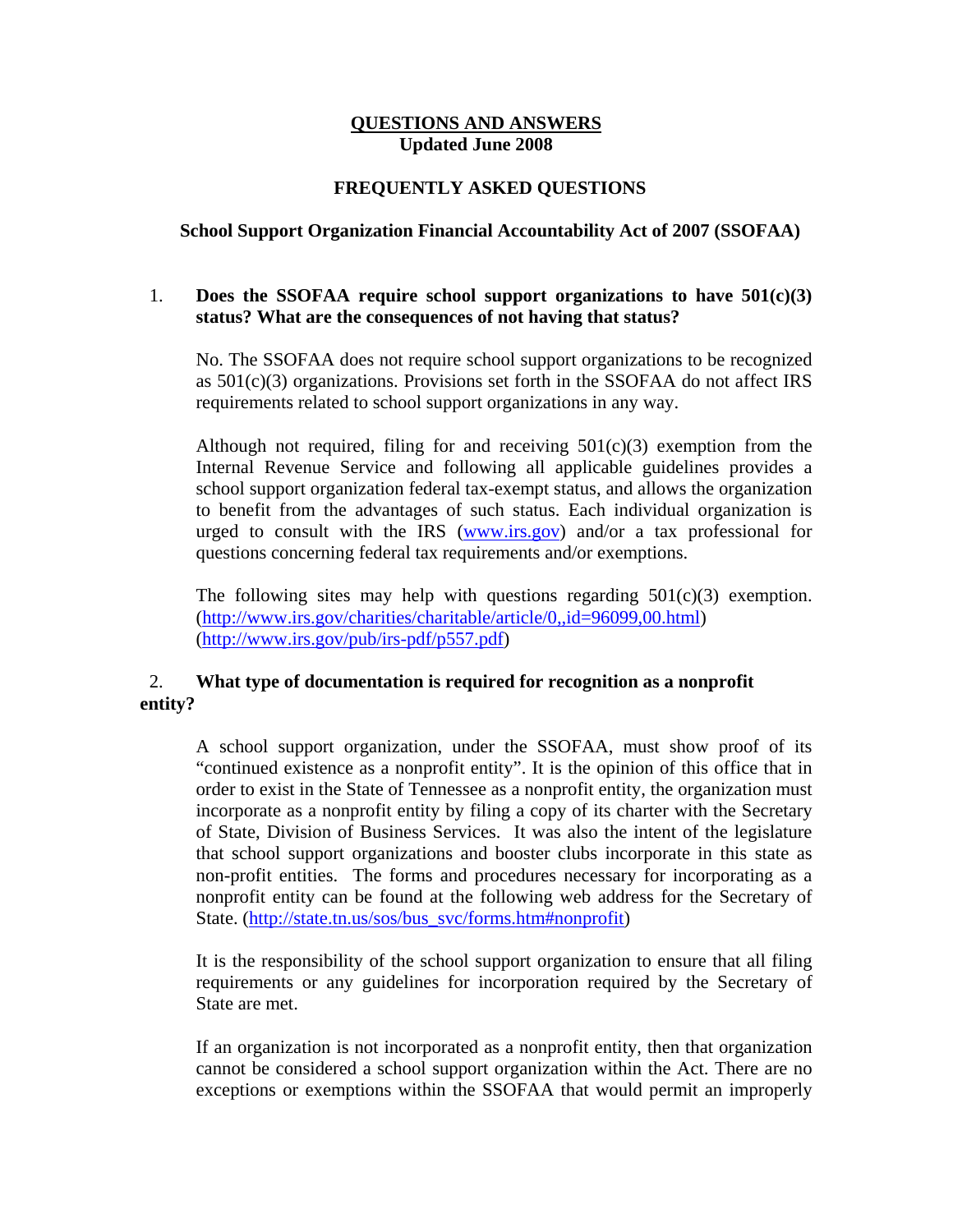**QUESTIONS AND ANSWERS**
**Updated June 2008**

## FREQUENTLY ASKED QUESTIONS

### School Support Organization Financial Accountability Act of 2007 (SSOFAA)

1. **Does the SSOFAA require school support organizations to have 501(c)(3) status? What are the consequences of not having that status?**

   No. The SSOFAA does not require school support organizations to be recognized as 501(c)(3) organizations. Provisions set forth in the SSOFAA do not affect IRS requirements related to school support organizations in any way.

   Although not required, filing for and receiving 501(c)(3) exemption from the Internal Revenue Service and following all applicable guidelines provides a school support organization federal tax-exempt status, and allows the organization to benefit from the advantages of such status. Each individual organization is urged to consult with the IRS ([www.irs.gov](http://www.irs.gov)) and/or a tax professional for questions concerning federal tax requirements and/or exemptions.

   The following sites may help with questions regarding 501(c)(3) exemption. ([http://www.irs.gov/charities/charitable/article/0,,id=96099,00.html](http://www.irs.gov/charities/charitable/article/0,,id=96099,00.html)) ([http://www.irs.gov/pub/irs-pdf/p557.pdf](http://www.irs.gov/pub/irs-pdf/p557.pdf))

2. **What type of documentation is required for recognition as a nonprofit entity?**

   A school support organization, under the SSOFAA, must show proof of its "continued existence as a nonprofit entity". It is the opinion of this office that in order to exist in the State of Tennessee as a nonprofit entity, the organization must incorporate as a nonprofit entity by filing a copy of its charter with the Secretary of State, Division of Business Services. It was also the intent of the legislature that school support organizations and booster clubs incorporate in this state as non-profit entities. The forms and procedures necessary for incorporating as a nonprofit entity can be found at the following web address for the Secretary of State. ([http://state.tn.us/sos/bus_svc/forms.htm#nonprofit](http://state.tn.us/sos/bus_svc/forms.htm#nonprofit))

   It is the responsibility of the school support organization to ensure that all filing requirements or any guidelines for incorporation required by the Secretary of State are met.

   If an organization is not incorporated as a nonprofit entity, then that organization cannot be considered a school support organization within the Act. There are no exceptions or exemptions within the SSOFAA that would permit an improperly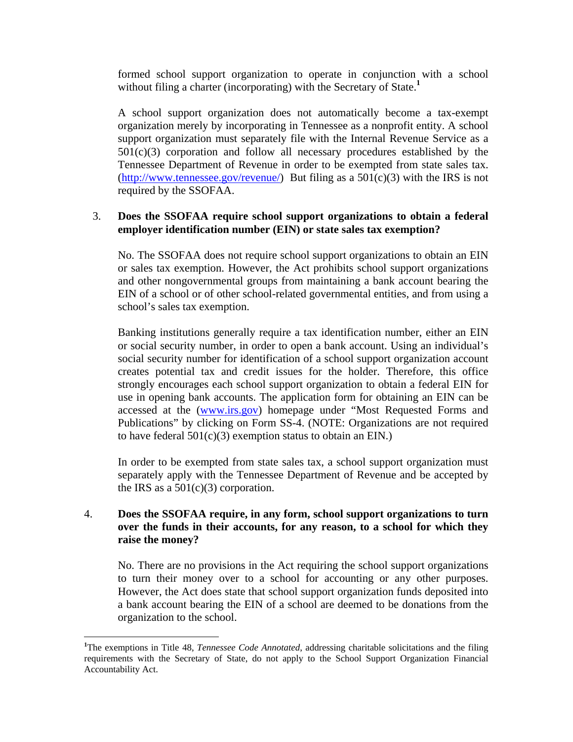formed school support organization to operate in conjunction with a school without filing a charter (incorporating) with the Secretary of State.[1]

A school support organization does not automatically become a tax-exempt organization merely by incorporating in Tennessee as a nonprofit entity. A school support organization must separately file with the Internal Revenue Service as a 501(c)(3) corporation and follow all necessary procedures established by the Tennessee Department of Revenue in order to be exempted from state sales tax. (http://www.tennessee.gov/revenue/) But filing as a 501(c)(3) with the IRS is not required by the SSOFAA.

3. **Does the SSOFAA require school support organizations to obtain a federal employer identification number (EIN) or state sales tax exemption?**

No. The SSOFAA does not require school support organizations to obtain an EIN or sales tax exemption. However, the Act prohibits school support organizations and other nongovernmental groups from maintaining a bank account bearing the EIN of a school or of other school-related governmental entities, and from using a school's sales tax exemption.

Banking institutions generally require a tax identification number, either an EIN or social security number, in order to open a bank account. Using an individual's social security number for identification of a school support organization account creates potential tax and credit issues for the holder. Therefore, this office strongly encourages each school support organization to obtain a federal EIN for use in opening bank accounts. The application form for obtaining an EIN can be accessed at the (www.irs.gov) homepage under "Most Requested Forms and Publications" by clicking on Form SS-4. (NOTE: Organizations are not required to have federal 501(c)(3) exemption status to obtain an EIN.)

In order to be exempted from state sales tax, a school support organization must separately apply with the Tennessee Department of Revenue and be accepted by the IRS as a 501(c)(3) corporation.

4. **Does the SSOFAA require, in any form, school support organizations to turn over the funds in their accounts, for any reason, to a school for which they raise the money?**

No. There are no provisions in the Act requiring the school support organizations to turn their money over to a school for accounting or any other purposes. However, the Act does state that school support organization funds deposited into a bank account bearing the EIN of a school are deemed to be donations from the organization to the school.

---

[1] The exemptions in Title 48, *Tennessee Code Annotated*, addressing charitable solicitations and the filing requirements with the Secretary of State, do not apply to the School Support Organization Financial Accountability Act.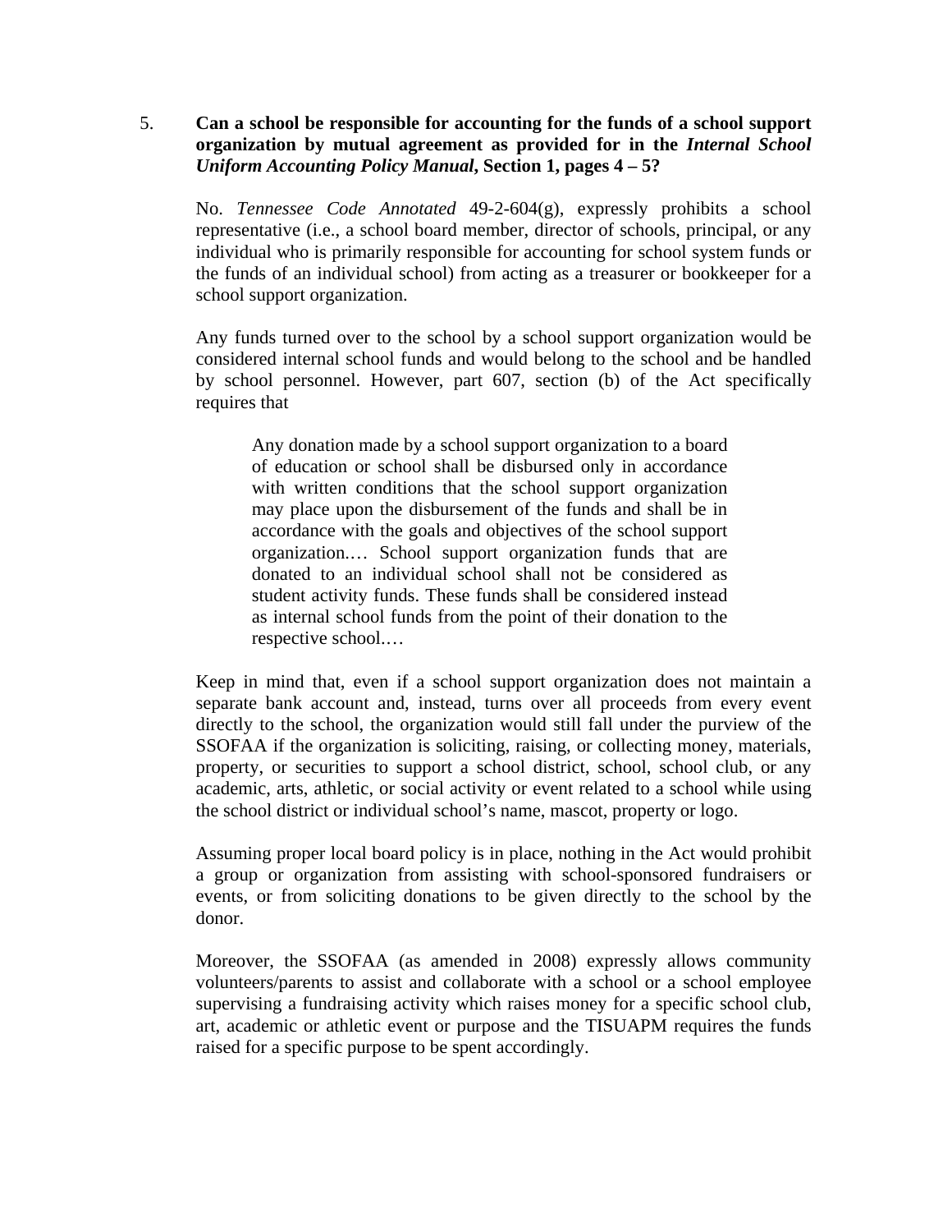5. **Can a school be responsible for accounting for the funds of a school support organization by mutual agreement as provided for in the *Internal School Uniform Accounting Policy Manual*, Section 1, pages 4 – 5?**

No. *Tennessee Code Annotated* 49-2-604(g), expressly prohibits a school representative (i.e., a school board member, director of schools, principal, or any individual who is primarily responsible for accounting for school system funds or the funds of an individual school) from acting as a treasurer or bookkeeper for a school support organization.

Any funds turned over to the school by a school support organization would be considered internal school funds and would belong to the school and be handled by school personnel. However, part 607, section (b) of the Act specifically requires that

> Any donation made by a school support organization to a board of education or school shall be disbursed only in accordance with written conditions that the school support organization may place upon the disbursement of the funds and shall be in accordance with the goals and objectives of the school support organization.… School support organization funds that are donated to an individual school shall not be considered as student activity funds. These funds shall be considered instead as internal school funds from the point of their donation to the respective school.…

Keep in mind that, even if a school support organization does not maintain a separate bank account and, instead, turns over all proceeds from every event directly to the school, the organization would still fall under the purview of the SSOFAA if the organization is soliciting, raising, or collecting money, materials, property, or securities to support a school district, school, school club, or any academic, arts, athletic, or social activity or event related to a school while using the school district or individual school's name, mascot, property or logo.

Assuming proper local board policy is in place, nothing in the Act would prohibit a group or organization from assisting with school-sponsored fundraisers or events, or from soliciting donations to be given directly to the school by the donor.

Moreover, the SSOFAA (as amended in 2008) expressly allows community volunteers/parents to assist and collaborate with a school or a school employee supervising a fundraising activity which raises money for a specific school club, art, academic or athletic event or purpose and the TISUAPM requires the funds raised for a specific purpose to be spent accordingly.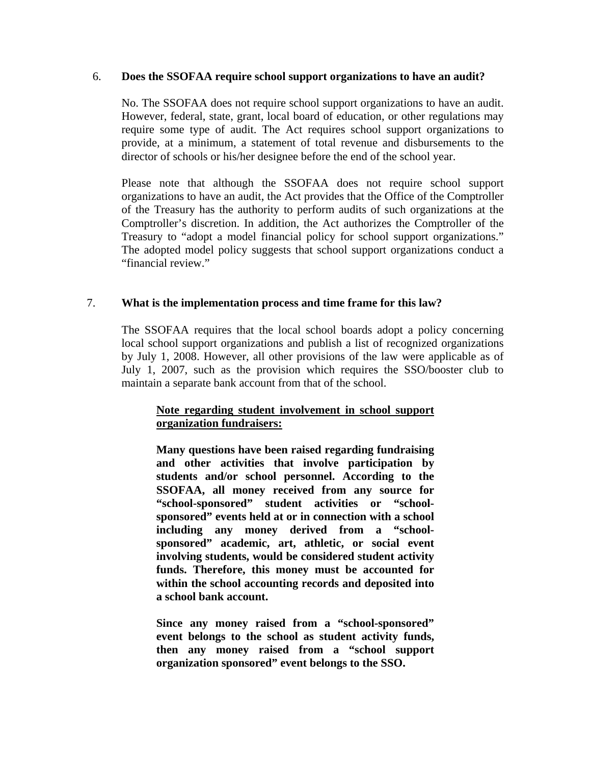6. **Does the SSOFAA require school support organizations to have an audit?**

   No. The SSOFAA does not require school support organizations to have an audit. However, federal, state, grant, local board of education, or other regulations may require some type of audit. The Act requires school support organizations to provide, at a minimum, a statement of total revenue and disbursements to the director of schools or his/her designee before the end of the school year.

   Please note that although the SSOFAA does not require school support organizations to have an audit, the Act provides that the Office of the Comptroller of the Treasury has the authority to perform audits of such organizations at the Comptroller's discretion. In addition, the Act authorizes the Comptroller of the Treasury to "adopt a model financial policy for school support organizations." The adopted model policy suggests that school support organizations conduct a "financial review."

7. **What is the implementation process and time frame for this law?**

   The SSOFAA requires that the local school boards adopt a policy concerning local school support organizations and publish a list of recognized organizations by July 1, 2008. However, all other provisions of the law were applicable as of July 1, 2007, such as the provision which requires the SSO/booster club to maintain a separate bank account from that of the school.

> **<u>Note regarding student involvement in school support organization fundraisers:</u>**
>
> **Many questions have been raised regarding fundraising and other activities that involve participation by students and/or school personnel. According to the SSOFAA, all money received from any source for "school-sponsored" student activities or "school-sponsored" events held at or in connection with a school including any money derived from a "school-sponsored" academic, art, athletic, or social event involving students, would be considered student activity funds. Therefore, this money must be accounted for within the school accounting records and deposited into a school bank account.**
>
> **Since any money raised from a "school-sponsored" event belongs to the school as student activity funds, then any money raised from a "school support organization sponsored" event belongs to the SSO.**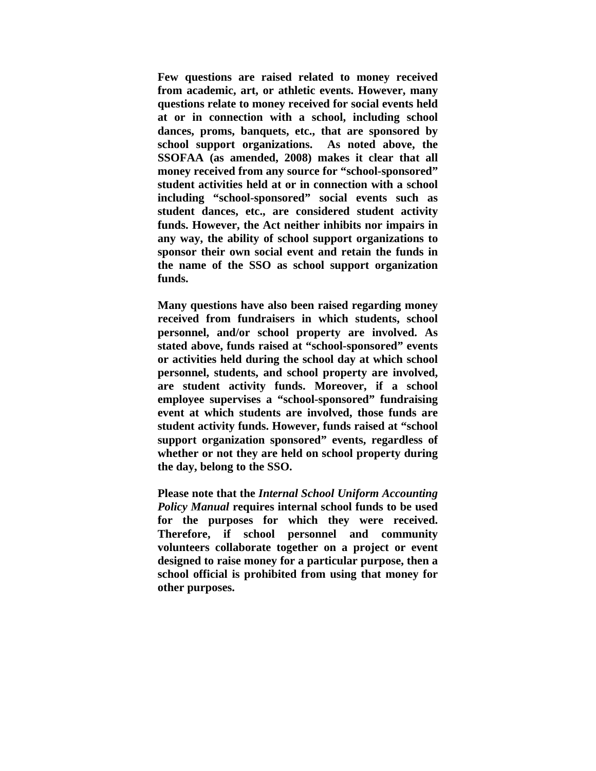**Few questions are raised related to money received from academic, art, or athletic events. However, many questions relate to money received for social events held at or in connection with a school, including school dances, proms, banquets, etc., that are sponsored by school support organizations. As noted above, the SSOFAA (as amended, 2008) makes it clear that all money received from any source for "school-sponsored" student activities held at or in connection with a school including "school-sponsored" social events such as student dances, etc., are considered student activity funds. However, the Act neither inhibits nor impairs in any way, the ability of school support organizations to sponsor their own social event and retain the funds in the name of the SSO as school support organization funds.**

**Many questions have also been raised regarding money received from fundraisers in which students, school personnel, and/or school property are involved. As stated above, funds raised at "school-sponsored" events or activities held during the school day at which school personnel, students, and school property are involved, are student activity funds. Moreover, if a school employee supervises a "school-sponsored" fundraising event at which students are involved, those funds are student activity funds. However, funds raised at "school support organization sponsored" events, regardless of whether or not they are held on school property during the day, belong to the SSO.**

**Please note that the *Internal School Uniform Accounting Policy Manual* requires internal school funds to be used for the purposes for which they were received. Therefore, if school personnel and community volunteers collaborate together on a project or event designed to raise money for a particular purpose, then a school official is prohibited from using that money for other purposes.**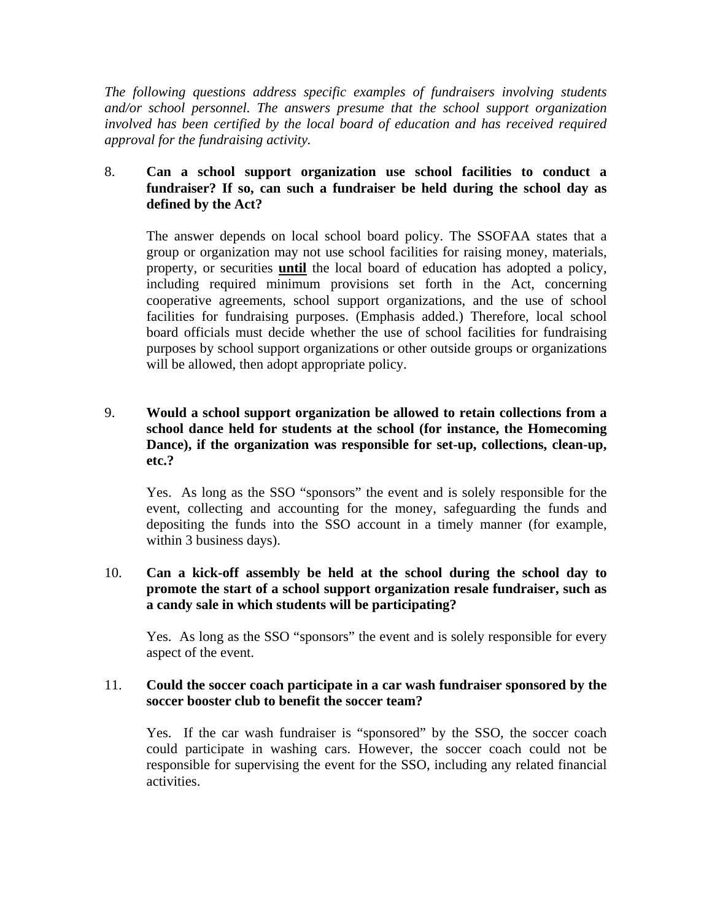*The following questions address specific examples of fundraisers involving students and/or school personnel. The answers presume that the school support organization involved has been certified by the local board of education and has received required approval for the fundraising activity.*

8. **Can a school support organization use school facilities to conduct a fundraiser? If so, can such a fundraiser be held during the school day as defined by the Act?**

   The answer depends on local school board policy. The SSOFAA states that a group or organization may not use school facilities for raising money, materials, property, or securities **until** the local board of education has adopted a policy, including required minimum provisions set forth in the Act, concerning cooperative agreements, school support organizations, and the use of school facilities for fundraising purposes. (Emphasis added.) Therefore, local school board officials must decide whether the use of school facilities for fundraising purposes by school support organizations or other outside groups or organizations will be allowed, then adopt appropriate policy.

9. **Would a school support organization be allowed to retain collections from a school dance held for students at the school (for instance, the Homecoming Dance), if the organization was responsible for set-up, collections, clean-up, etc.?**

   Yes. As long as the SSO "sponsors" the event and is solely responsible for the event, collecting and accounting for the money, safeguarding the funds and depositing the funds into the SSO account in a timely manner (for example, within 3 business days).

10. **Can a kick-off assembly be held at the school during the school day to promote the start of a school support organization resale fundraiser, such as a candy sale in which students will be participating?**

    Yes. As long as the SSO "sponsors" the event and is solely responsible for every aspect of the event.

11. **Could the soccer coach participate in a car wash fundraiser sponsored by the soccer booster club to benefit the soccer team?**

    Yes. If the car wash fundraiser is "sponsored" by the SSO, the soccer coach could participate in washing cars. However, the soccer coach could not be responsible for supervising the event for the SSO, including any related financial activities.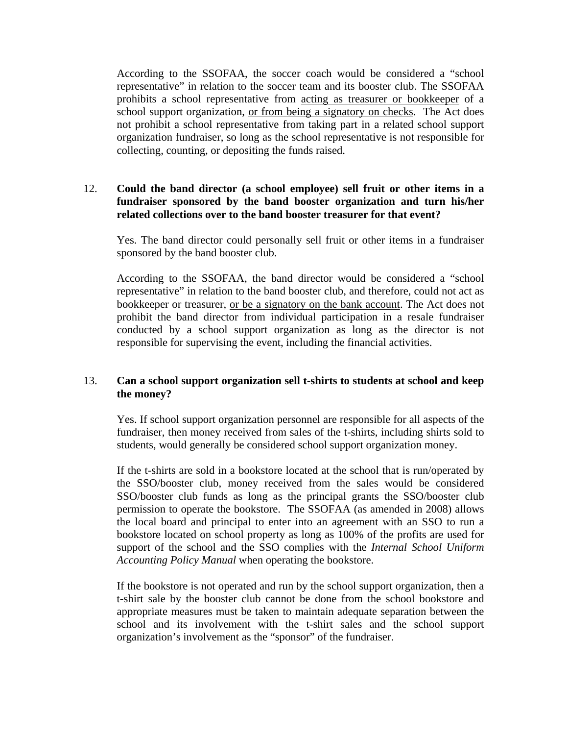According to the SSOFAA, the soccer coach would be considered a "school representative" in relation to the soccer team and its booster club. The SSOFAA prohibits a school representative from <u>acting as treasurer or bookkeeper</u> of a school support organization, <u>or from being a signatory on checks</u>. The Act does not prohibit a school representative from taking part in a related school support organization fundraiser, so long as the school representative is not responsible for collecting, counting, or depositing the funds raised.

12. **Could the band director (a school employee) sell fruit or other items in a fundraiser sponsored by the band booster organization and turn his/her related collections over to the band booster treasurer for that event?**

    Yes. The band director could personally sell fruit or other items in a fundraiser sponsored by the band booster club.

    According to the SSOFAA, the band director would be considered a "school representative" in relation to the band booster club, and therefore, could not act as bookkeeper or treasurer, <u>or be a signatory on the bank account</u>. The Act does not prohibit the band director from individual participation in a resale fundraiser conducted by a school support organization as long as the director is not responsible for supervising the event, including the financial activities.

13. **Can a school support organization sell t-shirts to students at school and keep the money?**

    Yes. If school support organization personnel are responsible for all aspects of the fundraiser, then money received from sales of the t-shirts, including shirts sold to students, would generally be considered school support organization money.

    If the t-shirts are sold in a bookstore located at the school that is run/operated by the SSO/booster club, money received from the sales would be considered SSO/booster club funds as long as the principal grants the SSO/booster club permission to operate the bookstore. The SSOFAA (as amended in 2008) allows the local board and principal to enter into an agreement with an SSO to run a bookstore located on school property as long as 100% of the profits are used for support of the school and the SSO complies with the *Internal School Uniform Accounting Policy Manual* when operating the bookstore.

    If the bookstore is not operated and run by the school support organization, then a t-shirt sale by the booster club cannot be done from the school bookstore and appropriate measures must be taken to maintain adequate separation between the school and its involvement with the t-shirt sales and the school support organization's involvement as the "sponsor" of the fundraiser.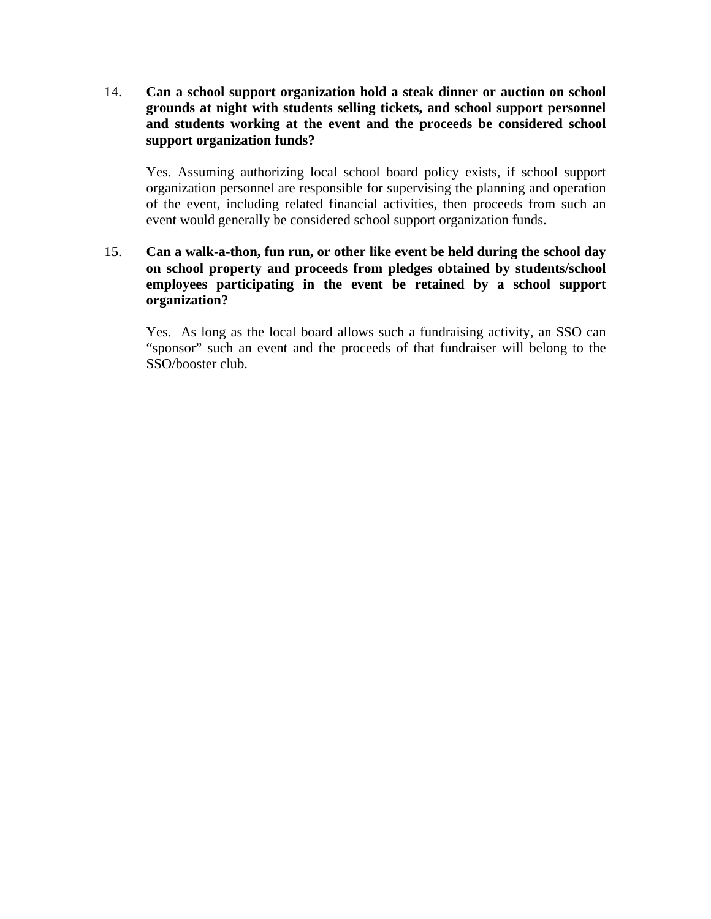14. **Can a school support organization hold a steak dinner or auction on school grounds at night with students selling tickets, and school support personnel and students working at the event and the proceeds be considered school support organization funds?**

    Yes. Assuming authorizing local school board policy exists, if school support organization personnel are responsible for supervising the planning and operation of the event, including related financial activities, then proceeds from such an event would generally be considered school support organization funds.

15. **Can a walk-a-thon, fun run, or other like event be held during the school day on school property and proceeds from pledges obtained by students/school employees participating in the event be retained by a school support organization?**

    Yes. As long as the local board allows such a fundraising activity, an SSO can "sponsor" such an event and the proceeds of that fundraiser will belong to the SSO/booster club.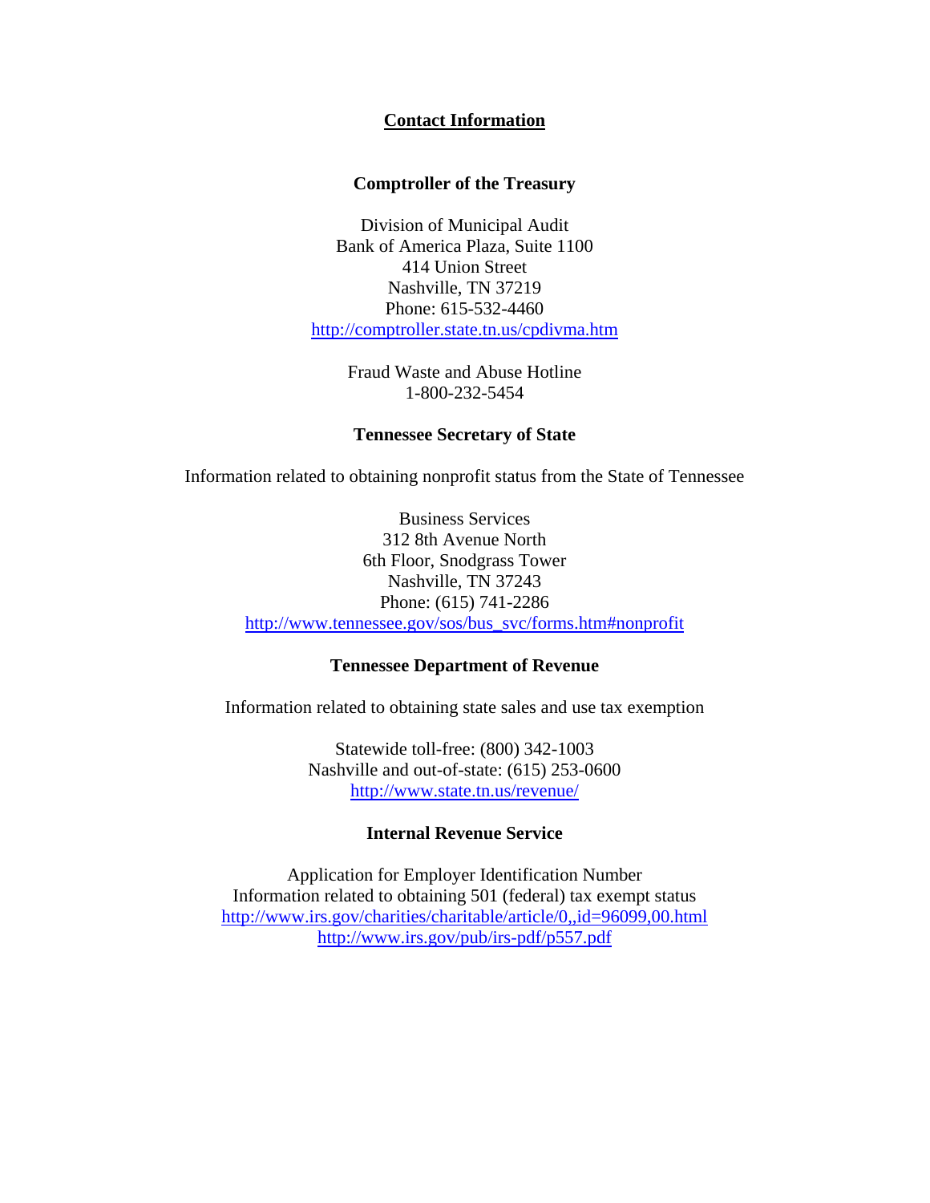## Contact Information

### Comptroller of the Treasury

Division of Municipal Audit
Bank of America Plaza, Suite 1100
414 Union Street
Nashville, TN 37219
Phone: 615-532-4460
http://comptroller.state.tn.us/cpdivma.htm

Fraud Waste and Abuse Hotline
1-800-232-5454

### Tennessee Secretary of State

Information related to obtaining nonprofit status from the State of Tennessee

Business Services
312 8th Avenue North
6th Floor, Snodgrass Tower
Nashville, TN 37243
Phone: (615) 741-2286
http://www.tennessee.gov/sos/bus_svc/forms.htm#nonprofit

### Tennessee Department of Revenue

Information related to obtaining state sales and use tax exemption

Statewide toll-free: (800) 342-1003
Nashville and out-of-state: (615) 253-0600
http://www.state.tn.us/revenue/

### Internal Revenue Service

Application for Employer Identification Number
Information related to obtaining 501 (federal) tax exempt status
http://www.irs.gov/charities/charitable/article/0,,id=96099,00.html
http://www.irs.gov/pub/irs-pdf/p557.pdf